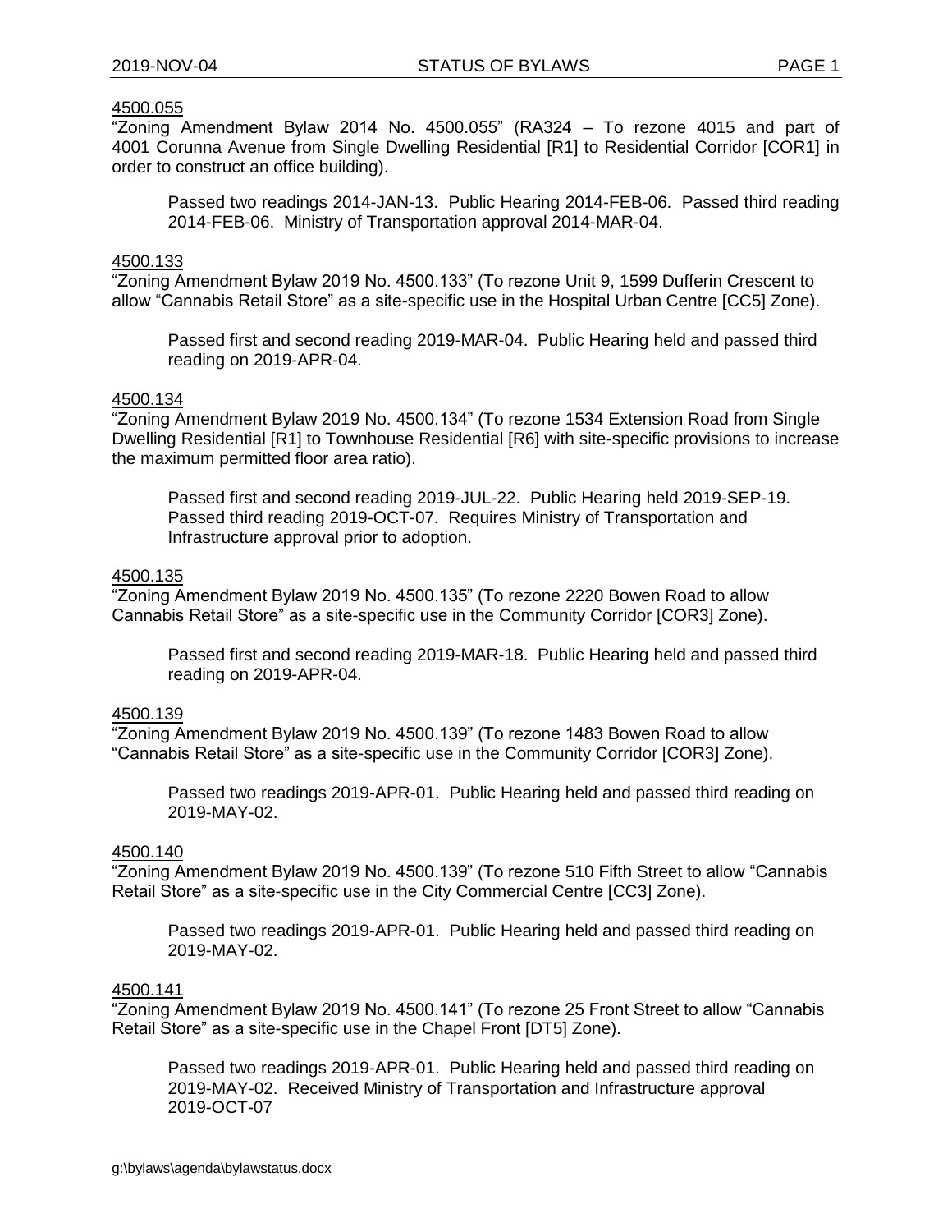4500.055

"Zoning Amendment Bylaw 2014 No. 4500.055" (RA324 – To rezone 4015 and part of 4001 Corunna Avenue from Single Dwelling Residential [R1] to Residential Corridor [COR1] in order to construct an office building).

Passed two readings 2014-JAN-13. Public Hearing 2014-FEB-06. Passed third reading 2014-FEB-06. Ministry of Transportation approval 2014-MAR-04.

4500.133

"Zoning Amendment Bylaw 2019 No. 4500.133" (To rezone Unit 9, 1599 Dufferin Crescent to allow "Cannabis Retail Store" as a site-specific use in the Hospital Urban Centre [CC5] Zone).

Passed first and second reading 2019-MAR-04. Public Hearing held and passed third reading on 2019-APR-04.

4500.134

"Zoning Amendment Bylaw 2019 No. 4500.134" (To rezone 1534 Extension Road from Single Dwelling Residential [R1] to Townhouse Residential [R6] with site-specific provisions to increase the maximum permitted floor area ratio).

Passed first and second reading 2019-JUL-22. Public Hearing held 2019-SEP-19. Passed third reading 2019-OCT-07. Requires Ministry of Transportation and Infrastructure approval prior to adoption.

4500.135

"Zoning Amendment Bylaw 2019 No. 4500.135" (To rezone 2220 Bowen Road to allow Cannabis Retail Store" as a site-specific use in the Community Corridor [COR3] Zone).

Passed first and second reading 2019-MAR-18. Public Hearing held and passed third reading on 2019-APR-04.

4500.139

"Zoning Amendment Bylaw 2019 No. 4500.139" (To rezone 1483 Bowen Road to allow "Cannabis Retail Store" as a site-specific use in the Community Corridor [COR3] Zone).

Passed two readings 2019-APR-01. Public Hearing held and passed third reading on 2019-MAY-02.

4500.140

"Zoning Amendment Bylaw 2019 No. 4500.139" (To rezone 510 Fifth Street to allow "Cannabis Retail Store" as a site-specific use in the City Commercial Centre [CC3] Zone).

Passed two readings 2019-APR-01. Public Hearing held and passed third reading on 2019-MAY-02.

4500.141

"Zoning Amendment Bylaw 2019 No. 4500.141" (To rezone 25 Front Street to allow "Cannabis Retail Store" as a site-specific use in the Chapel Front [DT5] Zone).

Passed two readings 2019-APR-01. Public Hearing held and passed third reading on 2019-MAY-02. Received Ministry of Transportation and Infrastructure approval 2019-OCT-07

g:\bylaws\agenda\bylawstatus.docx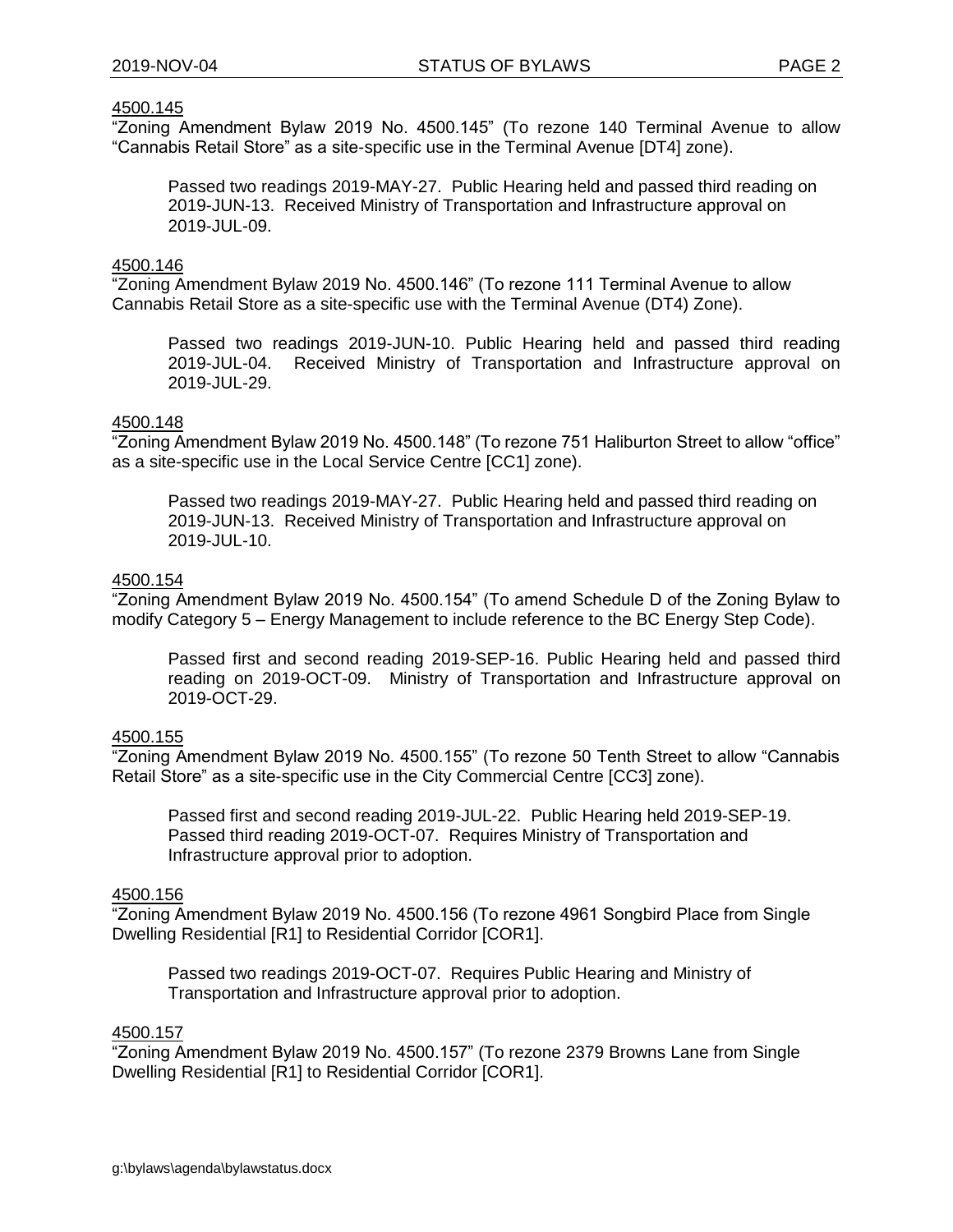4500.145

"Zoning Amendment Bylaw 2019 No. 4500.145" (To rezone 140 Terminal Avenue to allow "Cannabis Retail Store" as a site-specific use in the Terminal Avenue [DT4] zone).

> Passed two readings 2019-MAY-27. Public Hearing held and passed third reading on 2019-JUN-13. Received Ministry of Transportation and Infrastructure approval on 2019-JUL-09.

4500.146

"Zoning Amendment Bylaw 2019 No. 4500.146" (To rezone 111 Terminal Avenue to allow Cannabis Retail Store as a site-specific use with the Terminal Avenue (DT4) Zone).

> Passed two readings 2019-JUN-10. Public Hearing held and passed third reading 2019-JUL-04. Received Ministry of Transportation and Infrastructure approval on 2019-JUL-29.

4500.148

"Zoning Amendment Bylaw 2019 No. 4500.148" (To rezone 751 Haliburton Street to allow "office" as a site-specific use in the Local Service Centre [CC1] zone).

> Passed two readings 2019-MAY-27. Public Hearing held and passed third reading on 2019-JUN-13. Received Ministry of Transportation and Infrastructure approval on 2019-JUL-10.

4500.154

"Zoning Amendment Bylaw 2019 No. 4500.154" (To amend Schedule D of the Zoning Bylaw to modify Category 5 – Energy Management to include reference to the BC Energy Step Code).

> Passed first and second reading 2019-SEP-16. Public Hearing held and passed third reading on 2019-OCT-09. Ministry of Transportation and Infrastructure approval on 2019-OCT-29.

4500.155

"Zoning Amendment Bylaw 2019 No. 4500.155" (To rezone 50 Tenth Street to allow "Cannabis Retail Store" as a site-specific use in the City Commercial Centre [CC3] zone).

> Passed first and second reading 2019-JUL-22. Public Hearing held 2019-SEP-19. Passed third reading 2019-OCT-07. Requires Ministry of Transportation and Infrastructure approval prior to adoption.

4500.156

"Zoning Amendment Bylaw 2019 No. 4500.156 (To rezone 4961 Songbird Place from Single Dwelling Residential [R1] to Residential Corridor [COR1].

> Passed two readings 2019-OCT-07. Requires Public Hearing and Ministry of Transportation and Infrastructure approval prior to adoption.

4500.157

"Zoning Amendment Bylaw 2019 No. 4500.157" (To rezone 2379 Browns Lane from Single Dwelling Residential [R1] to Residential Corridor [COR1].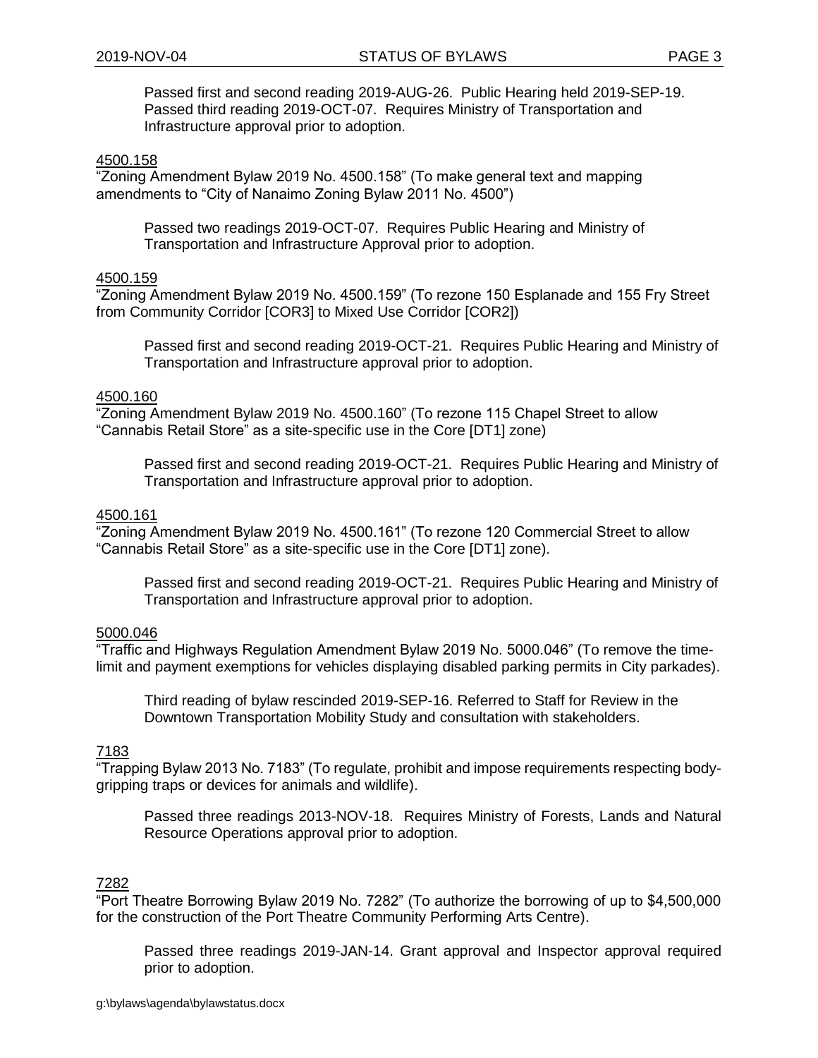Passed first and second reading 2019-AUG-26. Public Hearing held 2019-SEP-19. Passed third reading 2019-OCT-07. Requires Ministry of Transportation and Infrastructure approval prior to adoption.

4500.158

"Zoning Amendment Bylaw 2019 No. 4500.158" (To make general text and mapping amendments to "City of Nanaimo Zoning Bylaw 2011 No. 4500")

Passed two readings 2019-OCT-07. Requires Public Hearing and Ministry of Transportation and Infrastructure Approval prior to adoption.

4500.159

"Zoning Amendment Bylaw 2019 No. 4500.159" (To rezone 150 Esplanade and 155 Fry Street from Community Corridor [COR3] to Mixed Use Corridor [COR2])

Passed first and second reading 2019-OCT-21. Requires Public Hearing and Ministry of Transportation and Infrastructure approval prior to adoption.

4500.160

"Zoning Amendment Bylaw 2019 No. 4500.160" (To rezone 115 Chapel Street to allow "Cannabis Retail Store" as a site-specific use in the Core [DT1] zone)

Passed first and second reading 2019-OCT-21. Requires Public Hearing and Ministry of Transportation and Infrastructure approval prior to adoption.

4500.161

"Zoning Amendment Bylaw 2019 No. 4500.161" (To rezone 120 Commercial Street to allow "Cannabis Retail Store" as a site-specific use in the Core [DT1] zone).

Passed first and second reading 2019-OCT-21. Requires Public Hearing and Ministry of Transportation and Infrastructure approval prior to adoption.

5000.046

"Traffic and Highways Regulation Amendment Bylaw 2019 No. 5000.046" (To remove the time-limit and payment exemptions for vehicles displaying disabled parking permits in City parkades).

Third reading of bylaw rescinded 2019-SEP-16. Referred to Staff for Review in the Downtown Transportation Mobility Study and consultation with stakeholders.

7183

"Trapping Bylaw 2013 No. 7183" (To regulate, prohibit and impose requirements respecting body-gripping traps or devices for animals and wildlife).

Passed three readings 2013-NOV-18. Requires Ministry of Forests, Lands and Natural Resource Operations approval prior to adoption.

7282

"Port Theatre Borrowing Bylaw 2019 No. 7282" (To authorize the borrowing of up to $4,500,000 for the construction of the Port Theatre Community Performing Arts Centre).

Passed three readings 2019-JAN-14. Grant approval and Inspector approval required prior to adoption.

g:\bylaws\agenda\bylawstatus.docx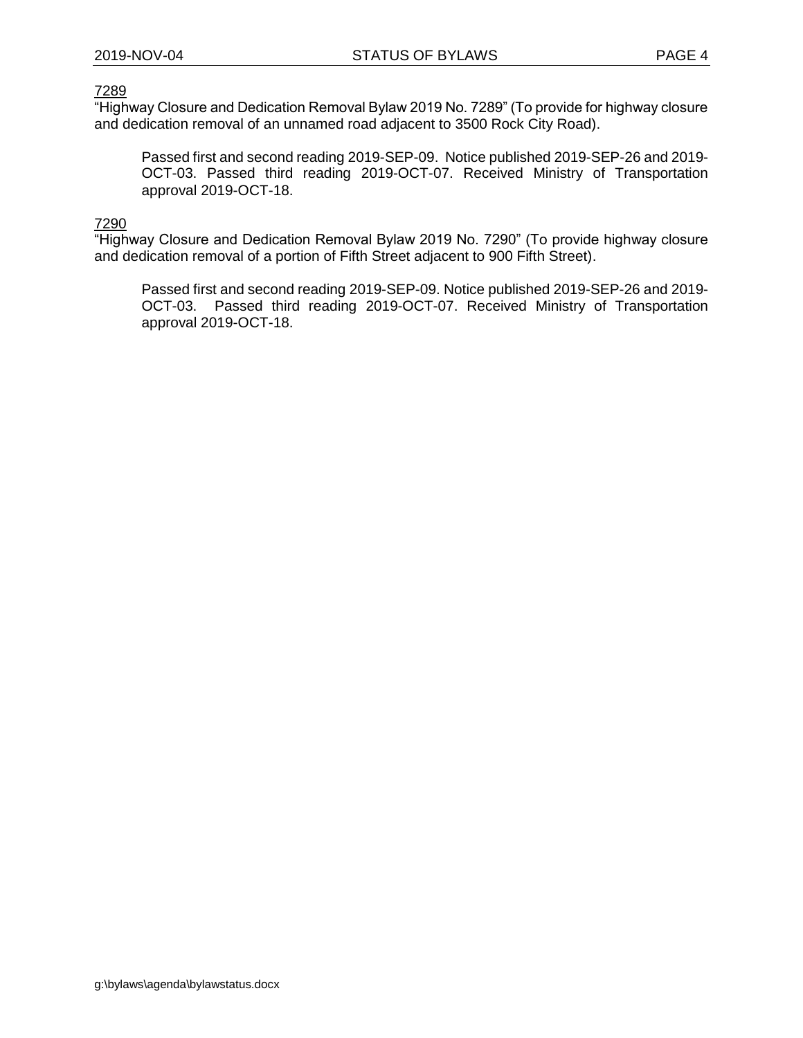7289

"Highway Closure and Dedication Removal Bylaw 2019 No. 7289" (To provide for highway closure and dedication removal of an unnamed road adjacent to 3500 Rock City Road).

> Passed first and second reading 2019-SEP-09. Notice published 2019-SEP-26 and 2019-OCT-03. Passed third reading 2019-OCT-07. Received Ministry of Transportation approval 2019-OCT-18.

7290

"Highway Closure and Dedication Removal Bylaw 2019 No. 7290" (To provide highway closure and dedication removal of a portion of Fifth Street adjacent to 900 Fifth Street).

> Passed first and second reading 2019-SEP-09. Notice published 2019-SEP-26 and 2019-OCT-03. Passed third reading 2019-OCT-07. Received Ministry of Transportation approval 2019-OCT-18.